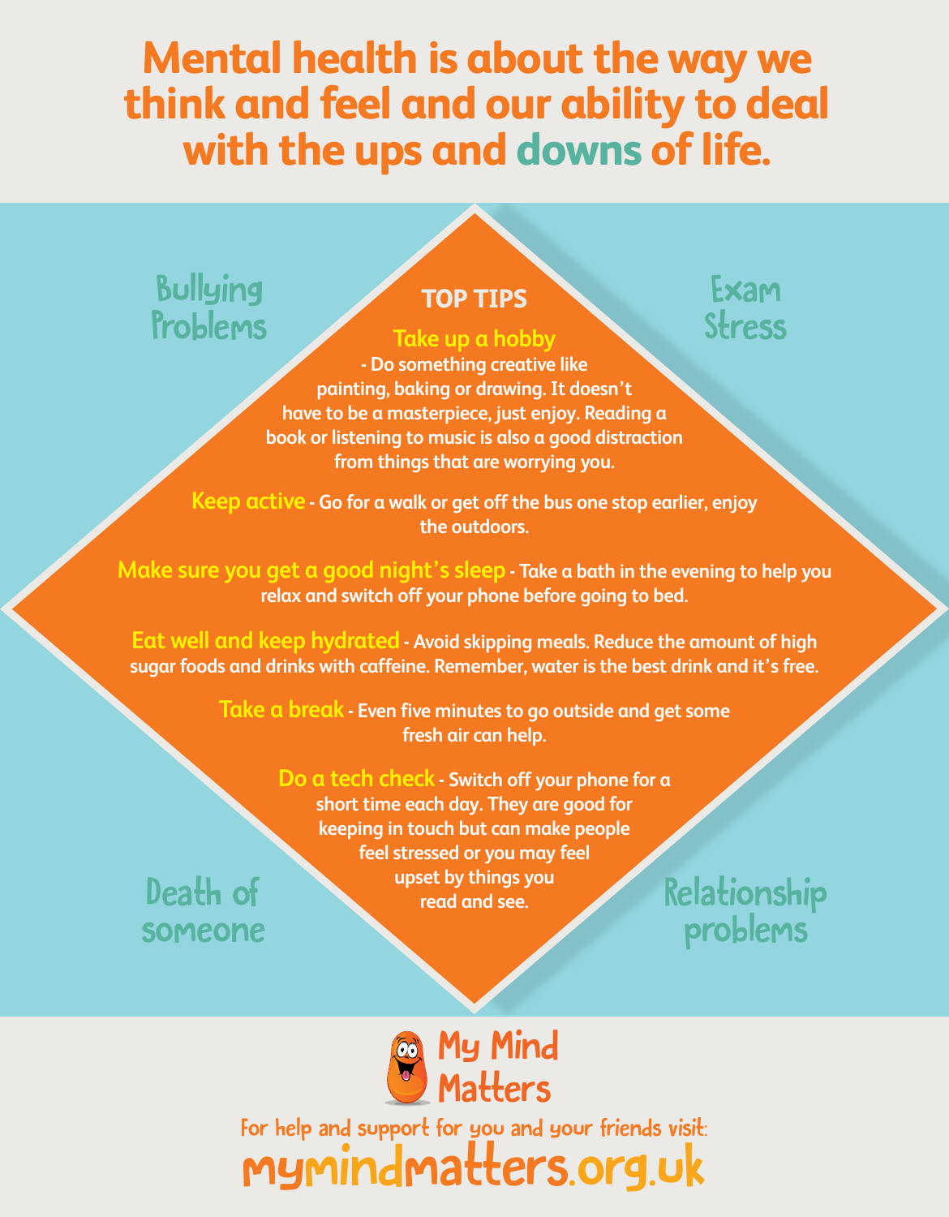# Mental health is about the way we think and feel and our ability to deal with the ups and downs of life.

Bullying Problems

Exam Stress

## TOP TIPS

**Take up a hobby** - Do something creative like painting, baking or drawing. It doesn't have to be a masterpiece, just enjoy. Reading a book or listening to music is also a good distraction from things that are worrying you.

**Keep active** - Go for a walk or get off the bus one stop earlier, enjoy the outdoors.

**Make sure you get a good night's sleep** - Take a bath in the evening to help you relax and switch off your phone before going to bed.

**Eat well and keep hydrated** - Avoid skipping meals. Reduce the amount of high sugar foods and drinks with caffeine. Remember, water is the best drink and it's free.

**Take a break** - Even five minutes to go outside and get some fresh air can help.

**Do a tech check** - Switch off your phone for a short time each day. They are good for keeping in touch but can make people feel stressed or you may feel upset by things you read and see.

Death of someone

Relationship problems

My Mind Matters

For help and support for you and your friends visit:

mymindmatters.org.uk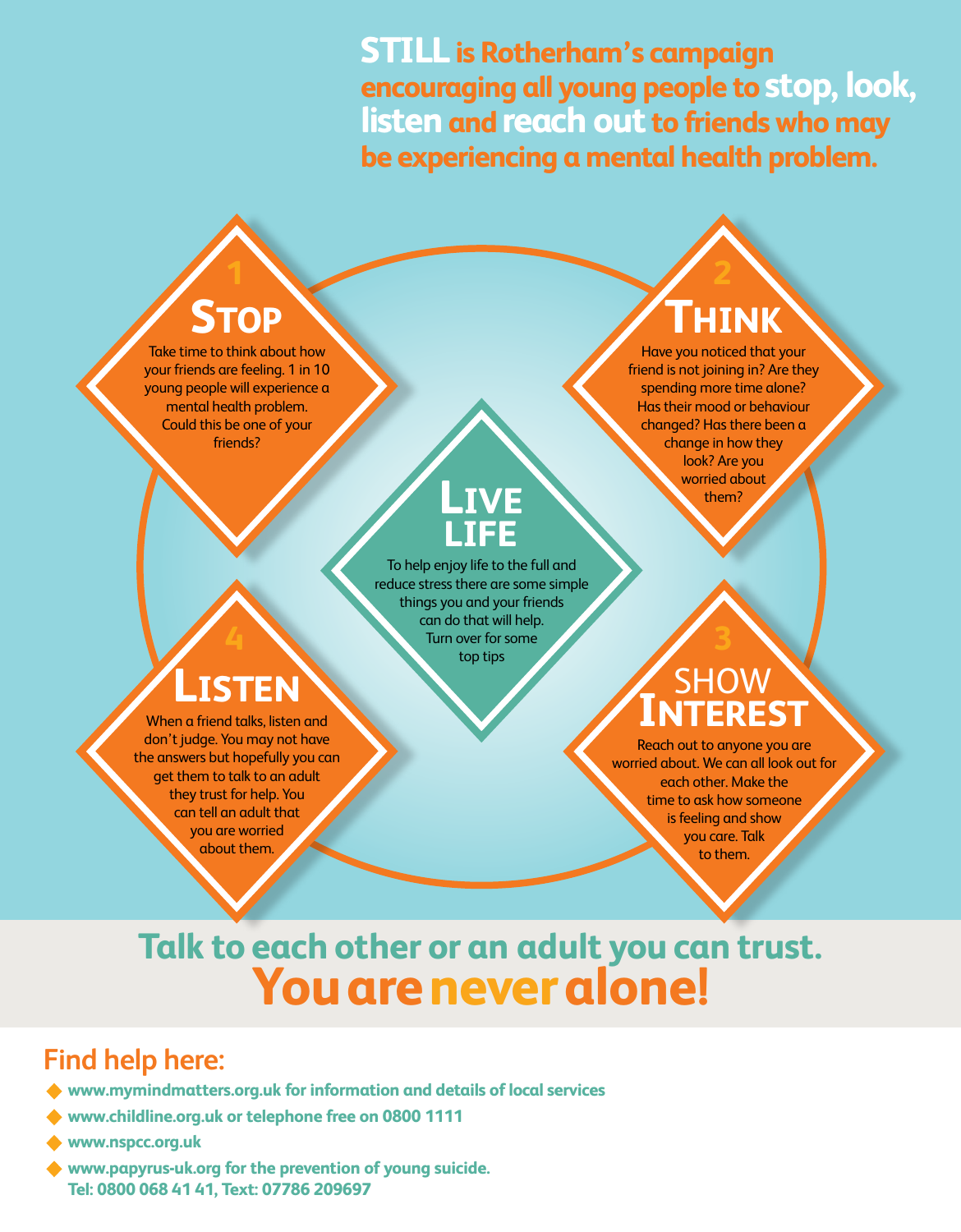**STILL is Rotherham's campaign encouraging all young people to stop, look, listen and reach out to friends who may be experiencing a mental health problem.**

## 1 STOP

Take time to think about how your friends are feeling. 1 in 10 young people will experience a mental health problem. Could this be one of your friends?

## 2 THINK

Have you noticed that your friend is not joining in? Are they spending more time alone? Has their mood or behaviour changed? Has there been a change in how they look? Are you worried about them?

## LIVE LIFE

To help enjoy life to the full and reduce stress there are some simple things you and your friends can do that will help. Turn over for some top tips

## 3 SHOW INTEREST

Reach out to anyone you are worried about. We can all look out for each other. Make the time to ask how someone is feeling and show you care. Talk to them.

## 4 LISTEN

When a friend talks, listen and don't judge. You may not have the answers but hopefully you can get them to talk to an adult they trust for help. You can tell an adult that you are worried about them.

## Talk to each other or an adult you can trust.

# You are never alone!

## Find help here:

- **www.mymindmatters.org.uk for information and details of local services**
- **www.childline.org.uk or telephone free on 0800 1111**
- **www.nspcc.org.uk**
- **www.papyrus-uk.org for the prevention of young suicide. Tel: 0800 068 41 41, Text: 07786 209697**